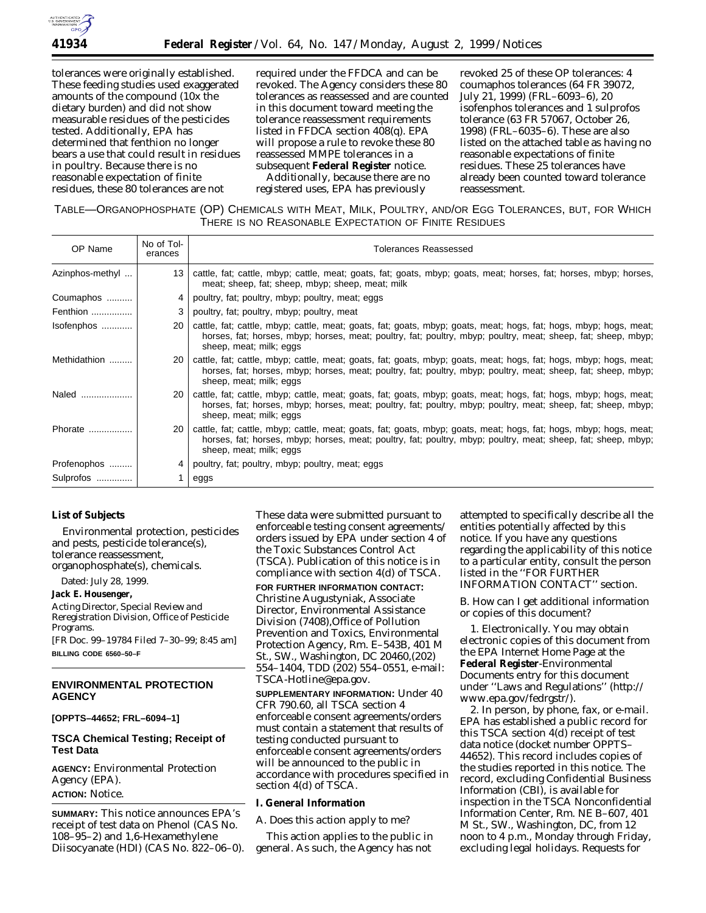tolerances were originally established. These feeding studies used exaggerated amounts of the compound (10x the dietary burden) and did not show measurable residues of the pesticides tested. Additionally, EPA has determined that fenthion no longer bears a use that could result in residues in poultry. Because there is no reasonable expectation of finite residues, these 80 tolerances are not required under the FFDCA and can be revoked. The Agency considers these 80 tolerances as reassessed and are counted in this document toward meeting the tolerance reassessment requirements listed in FFDCA section 408(q). EPA will propose a rule to revoke these 80 reassessed MMPE tolerances in a subsequent **Federal Register** notice.

Additionally, because there are no registered uses, EPA has previously revoked 25 of these OP tolerances: 4 coumaphos tolerances (64 FR 39072, July 21, 1999) (FRL–6093–6), 20 isofenphos tolerances and 1 sulprofos tolerance (63 FR 57067, October 26, 1998) (FRL–6035–6). These are also listed on the attached table as having no reasonable expectations of finite residues. These 25 tolerances have already been counted toward tolerance reassessment.

TABLE—ORGANOPHOSPHATE (OP) CHEMICALS WITH MEAT, MILK, POULTRY, AND/OR EGG TOLERANCES, BUT, FOR WHICH THERE IS NO REASONABLE EXPECTATION OF FINITE RESIDUES

| OP Name | No of Tolerances | Tolerances Reassessed |
|---|---|---|
| Azinphos-methyl | 13 | cattle, fat; cattle, mbyp; cattle, meat; goats, fat; goats, mbyp; goats, meat; horses, fat; horses, mbyp; horses, meat; sheep, fat; sheep, mbyp; sheep, meat; milk |
| Coumaphos | 4 | poultry, fat; poultry, mbyp; poultry, meat; eggs |
| Fenthion | 3 | poultry, fat; poultry, mbyp; poultry, meat |
| Isofenphos | 20 | cattle, fat; cattle, mbyp; cattle, meat; goats, fat; goats, mbyp; goats, meat; hogs, fat; hogs, mbyp; hogs, meat; horses, fat; horses, mbyp; horses, meat; poultry, fat; poultry, mbyp; poultry, meat; sheep, fat; sheep, mbyp; sheep, meat; milk; eggs |
| Methidathion | 20 | cattle, fat; cattle, mbyp; cattle, meat; goats, fat; goats, mbyp; goats, meat; hogs, fat; hogs, mbyp; hogs, meat; horses, fat; horses, mbyp; horses, meat; poultry, fat; poultry, mbyp; poultry, meat; sheep, fat; sheep, mbyp; sheep, meat; milk; eggs |
| Naled | 20 | cattle, fat; cattle, mbyp; cattle, meat; goats, fat; goats, mbyp; goats, meat; hogs, fat; hogs, mbyp; hogs, meat; horses, fat; horses, mbyp; horses, meat; poultry, fat; poultry, mbyp; poultry, meat; sheep, fat; sheep, mbyp; sheep, meat; milk; eggs |
| Phorate | 20 | cattle, fat; cattle, mbyp; cattle, meat; goats, fat; goats, mbyp; goats, meat; hogs, fat; hogs, mbyp; hogs, meat; horses, fat; horses, mbyp; horses, meat; poultry, fat; poultry, mbyp; poultry, meat; sheep, fat; sheep, mbyp; sheep, meat; milk; eggs |
| Profenophos | 4 | poultry, fat; poultry, mbyp; poultry, meat; eggs |
| Sulprofos | 1 | eggs |

**List of Subjects**

Environmental protection, pesticides and pests, pesticide tolerance(s), tolerance reassessment, organophosphate(s), chemicals.

Dated: July 28, 1999.

**Jack E. Housenger,**

*Acting Director, Special Review and Reregistration Division, Office of Pesticide Programs.*

[FR Doc. 99–19784 Filed 7–30–99; 8:45 am]

**BILLING CODE 6560–50–F**

## ENVIRONMENTAL PROTECTION AGENCY

**[OPPTS–44652; FRL–6094–1]**

### TSCA Chemical Testing; Receipt of Test Data

**AGENCY:** Environmental Protection Agency (EPA).

**ACTION:** Notice.

**SUMMARY:** This notice announces EPA's receipt of test data on Phenol (CAS No. 108–95–2) and 1,6-Hexamethylene Diisocyanate (HDI) (CAS No. 822–06–0). These data were submitted pursuant to enforceable testing consent agreements/orders issued by EPA under section 4 of the Toxic Substances Control Act (TSCA). Publication of this notice is in compliance with section 4(d) of TSCA.

**FOR FURTHER INFORMATION CONTACT:** Christine Augustyniak, Associate Director, Environmental Assistance Division (7408),Office of Pollution Prevention and Toxics, Environmental Protection Agency, Rm. E–543B, 401 M St., SW., Washington, DC 20460,(202) 554–1404, TDD (202) 554–0551, e-mail: TSCA-Hotline@epa.gov.

**SUPPLEMENTARY INFORMATION:** Under 40 CFR 790.60, all TSCA section 4 enforceable consent agreements/orders must contain a statement that results of testing conducted pursuant to enforceable consent agreements/orders will be announced to the public in accordance with procedures specified in section 4(d) of TSCA.

**I. General Information**

*A. Does this action apply to me?*

This action applies to the public in general. As such, the Agency has not attempted to specifically describe all the entities potentially affected by this notice. If you have any questions regarding the applicability of this notice to a particular entity, consult the person listed in the ''FOR FURTHER INFORMATION CONTACT'' section.

*B. How can I get additional information or copies of this document?*

1. *Electronically*. You may obtain electronic copies of this document from the EPA Internet Home Page at the **Federal Register**-Environmental Documents entry for this document under ''Laws and Regulations'' (http://www.epa.gov/fedrgstr/).

2. *In person, by phone, fax, or e-mail*. EPA has established a public record for this TSCA section 4(d) receipt of test data notice (docket number OPPTS–44652). This record includes copies of the studies reported in this notice. The record, excluding Confidential Business Information (CBI), is available for inspection in the TSCA Nonconfidential Information Center, Rm. NE B–607, 401 M St., SW., Washington, DC, from 12 noon to 4 p.m., Monday through Friday, excluding legal holidays. Requests for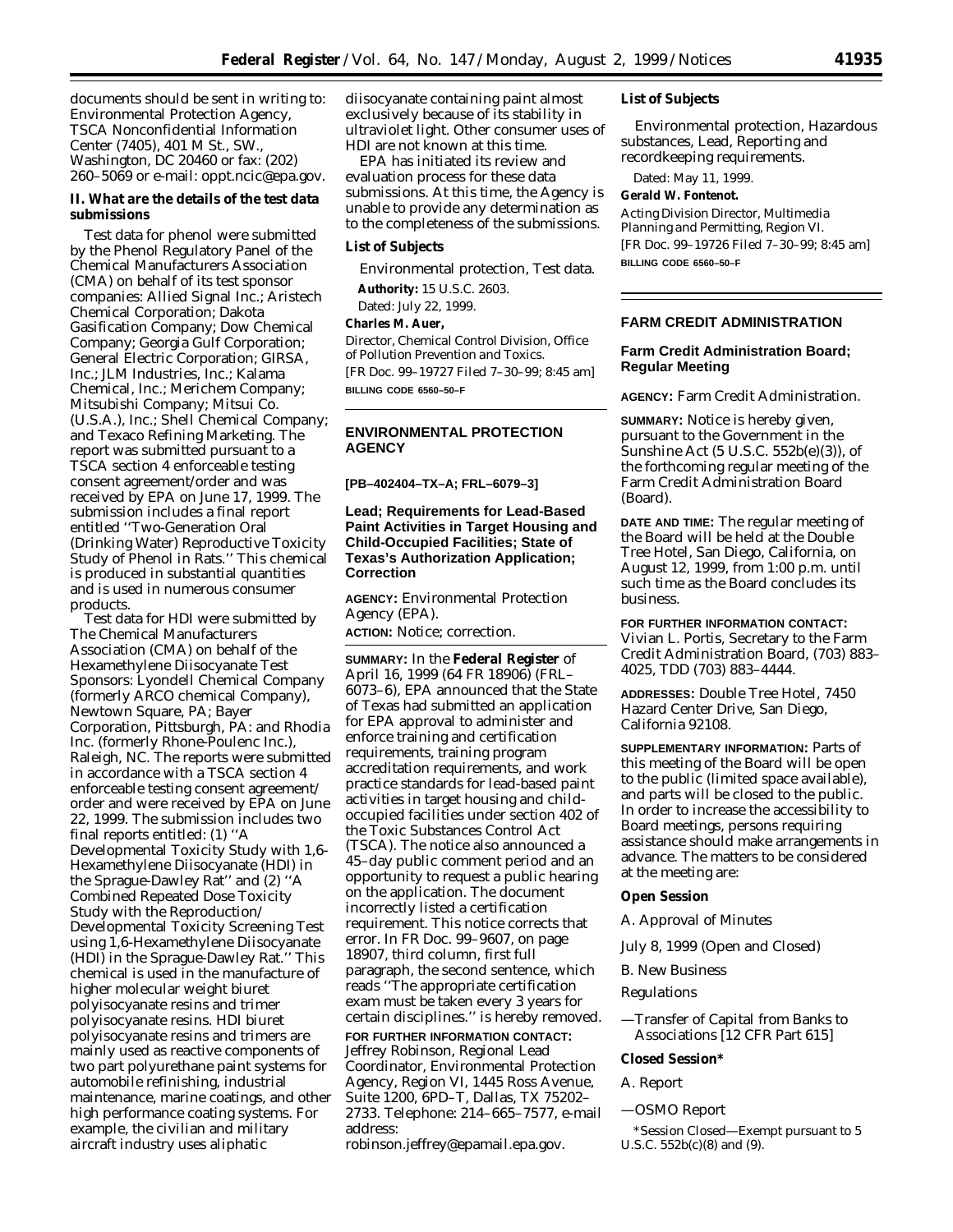documents should be sent in writing to: Environmental Protection Agency, TSCA Nonconfidential Information Center (7405), 401 M St., SW., Washington, DC 20460 or fax: (202) 260–5069 or e-mail: oppt.ncic@epa.gov.

**II. What are the details of the test data submissions**

Test data for phenol were submitted by the Phenol Regulatory Panel of the Chemical Manufacturers Association (CMA) on behalf of its test sponsor companies: Allied Signal Inc.; Aristech Chemical Corporation; Dakota Gasification Company; Dow Chemical Company; Georgia Gulf Corporation; General Electric Corporation; GIRSA, Inc.; JLM Industries, Inc.; Kalama Chemical, Inc.; Merichem Company; Mitsubishi Company; Mitsui Co. (U.S.A.), Inc.; Shell Chemical Company; and Texaco Refining Marketing. The report was submitted pursuant to a TSCA section 4 enforceable testing consent agreement/order and was received by EPA on June 17, 1999. The submission includes a final report entitled ''Two-Generation Oral (Drinking Water) Reproductive Toxicity Study of Phenol in Rats.'' This chemical is produced in substantial quantities and is used in numerous consumer products.

Test data for HDI were submitted by The Chemical Manufacturers Association (CMA) on behalf of the Hexamethylene Diisocyanate Test Sponsors: Lyondell Chemical Company (formerly ARCO chemical Company), Newtown Square, PA; Bayer Corporation, Pittsburgh, PA: and Rhodia Inc. (formerly Rhone-Poulenc Inc.), Raleigh, NC. The reports were submitted in accordance with a TSCA section 4 enforceable testing consent agreement/order and were received by EPA on June 22, 1999. The submission includes two final reports entitled: (1) ''A Developmental Toxicity Study with 1,6-Hexamethylene Diisocyanate (HDI) in the Sprague-Dawley Rat'' and (2) ''A Combined Repeated Dose Toxicity Study with the Reproduction/Developmental Toxicity Screening Test using 1,6-Hexamethylene Diisocyanate (HDI) in the Sprague-Dawley Rat.'' This chemical is used in the manufacture of higher molecular weight biuret polyisocyanate resins and trimer polyisocyanate resins. HDI biuret polyisocyanate resins and trimers are mainly used as reactive components of two part polyurethane paint systems for automobile refinishing, industrial maintenance, marine coatings, and other high performance coating systems. For example, the civilian and military aircraft industry uses aliphatic diisocyanate containing paint almost exclusively because of its stability in ultraviolet light. Other consumer uses of HDI are not known at this time.

EPA has initiated its review and evaluation process for these data submissions. At this time, the Agency is unable to provide any determination as to the completeness of the submissions.

**List of Subjects**

Environmental protection, Test data.

**Authority:** 15 U.S.C. 2603.

Dated: July 22, 1999.

**Charles M. Auer,**

*Director, Chemical Control Division, Office of Pollution Prevention and Toxics.*

[FR Doc. 99–19727 Filed 7–30–99; 8:45 am]

**BILLING CODE 6560–50–F**

---

## ENVIRONMENTAL PROTECTION AGENCY

**[PB–402404–TX–A; FRL–6079–3]**

### Lead; Requirements for Lead-Based Paint Activities in Target Housing and Child-Occupied Facilities; State of Texas's Authorization Application; Correction

**AGENCY:** Environmental Protection Agency (EPA).

**ACTION:** Notice; correction.

**SUMMARY:** In the **Federal Register** of April 16, 1999 (64 FR 18906) (FRL–6073–6), EPA announced that the State of Texas had submitted an application for EPA approval to administer and enforce training and certification requirements, training program accreditation requirements, and work practice standards for lead-based paint activities in target housing and child-occupied facilities under section 402 of the Toxic Substances Control Act (TSCA). The notice also announced a 45–day public comment period and an opportunity to request a public hearing on the application. The document incorrectly listed a certification requirement. This notice corrects that error. In FR Doc. 99–9607, on page 18907, third column, first full paragraph, the second sentence, which reads ''The appropriate certification exam must be taken every 3 years for certain disciplines.'' is hereby removed.

**FOR FURTHER INFORMATION CONTACT:** Jeffrey Robinson, Regional Lead Coordinator, Environmental Protection Agency, Region VI, 1445 Ross Avenue, Suite 1200, 6PD–T, Dallas, TX 75202–2733. Telephone: 214–665–7577, e-mail address: robinson.jeffrey@epamail.epa.gov.

**List of Subjects**

Environmental protection, Hazardous substances, Lead, Reporting and recordkeeping requirements.

Dated: May 11, 1999.

**Gerald W. Fontenot.**

*Acting Division Director, Multimedia Planning and Permitting, Region VI.*

[FR Doc. 99–19726 Filed 7–30–99; 8:45 am]

**BILLING CODE 6560–50–F**

---

## FARM CREDIT ADMINISTRATION

### Farm Credit Administration Board; Regular Meeting

**AGENCY:** Farm Credit Administration.

**SUMMARY:** Notice is hereby given, pursuant to the Government in the Sunshine Act (5 U.S.C. 552b(e)(3)), of the forthcoming regular meeting of the Farm Credit Administration Board (Board).

**DATE AND TIME:** The regular meeting of the Board will be held at the Double Tree Hotel, San Diego, California, on August 12, 1999, from 1:00 p.m. until such time as the Board concludes its business.

**FOR FURTHER INFORMATION CONTACT:** Vivian L. Portis, Secretary to the Farm Credit Administration Board, (703) 883–4025, TDD (703) 883–4444.

**ADDRESSES:** Double Tree Hotel, 7450 Hazard Center Drive, San Diego, California 92108.

**SUPPLEMENTARY INFORMATION:** Parts of this meeting of the Board will be open to the public (limited space available), and parts will be closed to the public. In order to increase the accessibility to Board meetings, persons requiring assistance should make arrangements in advance. The matters to be considered at the meeting are:

**Open Session**

A. Approval of Minutes

July 8, 1999 (Open and Closed)

B. New Business

Regulations

—Transfer of Capital from Banks to Associations [12 CFR Part 615]

**Closed Session***

A. Report

—OSMO Report

*Session Closed—Exempt pursuant to 5 U.S.C. 552b(c)(8) and (9).